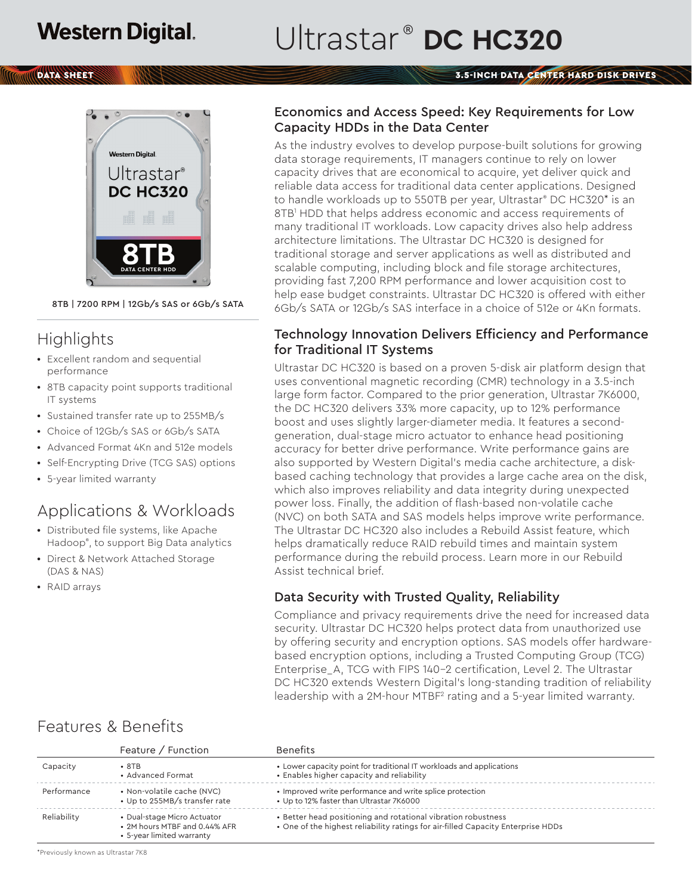Western Digital.

# Ultrastar® DC HC320

DATA SHEET

3.5-INCH DATA CENTER HARD DISK DRIVES

8TB | 7200 RPM | 12Gb/s SAS or 6Gb/s SATA

## Highlights

- Excellent random and sequential performance
- 8TB capacity point supports traditional IT systems
- Sustained transfer rate up to 255MB/s
- Choice of 12Gb/s SAS or 6Gb/s SATA
- Advanced Format 4Kn and 512e models
- Self-Encrypting Drive (TCG SAS) options
- 5-year limited warranty

## Applications & Workloads

- Distributed file systems, like Apache Hadoop®, to support Big Data analytics
- Direct & Network Attached Storage (DAS & NAS)
- RAID arrays

## Economics and Access Speed: Key Requirements for Low Capacity HDDs in the Data Center

As the industry evolves to develop purpose-built solutions for growing data storage requirements, IT managers continue to rely on lower capacity drives that are economical to acquire, yet deliver quick and reliable data access for traditional data center applications. Designed to handle workloads up to 550TB per year, Ultrastar® DC HC320* is an 8TB[1] HDD that helps address economic and access requirements of many traditional IT workloads. Low capacity drives also help address architecture limitations. The Ultrastar DC HC320 is designed for traditional storage and server applications as well as distributed and scalable computing, including block and file storage architectures, providing fast 7,200 RPM performance and lower acquisition cost to help ease budget constraints. Ultrastar DC HC320 is offered with either 6Gb/s SATA or 12Gb/s SAS interface in a choice of 512e or 4Kn formats.

## Technology Innovation Delivers Efficiency and Performance for Traditional IT Systems

Ultrastar DC HC320 is based on a proven 5-disk air platform design that uses conventional magnetic recording (CMR) technology in a 3.5-inch large form factor. Compared to the prior generation, Ultrastar 7K6000, the DC HC320 delivers 33% more capacity, up to 12% performance boost and uses slightly larger-diameter media. It features a second-generation, dual-stage micro actuator to enhance head positioning accuracy for better drive performance. Write performance gains are also supported by Western Digital's media cache architecture, a disk-based caching technology that provides a large cache area on the disk, which also improves reliability and data integrity during unexpected power loss. Finally, the addition of flash-based non-volatile cache (NVC) on both SATA and SAS models helps improve write performance. The Ultrastar DC HC320 also includes a Rebuild Assist feature, which helps dramatically reduce RAID rebuild times and maintain system performance during the rebuild process. Learn more in our Rebuild Assist technical brief.

## Data Security with Trusted Quality, Reliability

Compliance and privacy requirements drive the need for increased data security. Ultrastar DC HC320 helps protect data from unauthorized use by offering security and encryption options. SAS models offer hardware-based encryption options, including a Trusted Computing Group (TCG) Enterprise_A, TCG with FIPS 140–2 certification, Level 2. The Ultrastar DC HC320 extends Western Digital's long-standing tradition of reliability leadership with a 2M-hour MTBF[2] rating and a 5-year limited warranty.

## Features & Benefits

| | Feature / Function | Benefits |
|---|---|---|
| Capacity | • 8TB<br>• Advanced Format | • Lower capacity point for traditional IT workloads and applications<br>• Enables higher capacity and reliability |
| Performance | • Non-volatile cache (NVC)<br>• Up to 255MB/s transfer rate | • Improved write performance and write splice protection<br>• Up to 12% faster than Ultrastar 7K6000 |
| Reliability | • Dual-stage Micro Actuator<br>• 2M hours MTBF and 0.44% AFR<br>• 5-year limited warranty | • Better head positioning and rotational vibration robustness<br>• One of the highest reliability ratings for air-filled Capacity Enterprise HDDs |

*Previously known as Ultrastar 7K8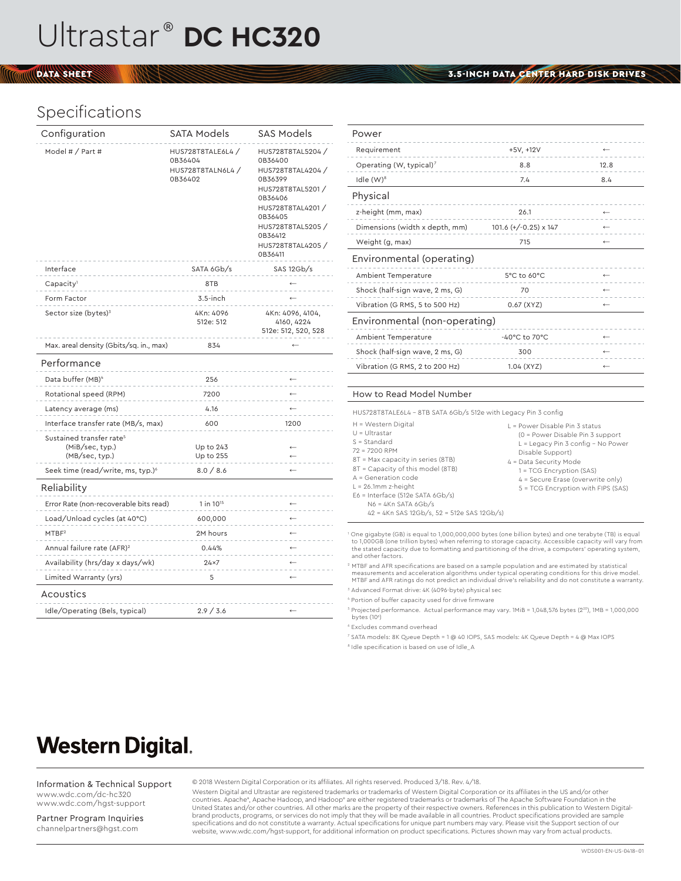# Ultrastar® DC HC320

DATA SHEET

3.5-INCH DATA CENTER HARD DISK DRIVES

## Specifications

| Configuration | SATA Models | SAS Models |
|---|---|---|
| Model # / Part # | HUS728T8TALE6L4 / 0B36404<br>HUS728T8TALN6L4 / 0B36402 | HUS728T8TAL5204 / 0B36400<br>HUS728T8TAL4204 / 0B36399<br>HUS728T8TAL5201 / 0B36406<br>HUS728T8TAL4201 / 0B36405<br>HUS728T8TAL5205 / 0B36412<br>HUS728T8TAL4205 / 0B36411 |
| Interface | SATA 6Gb/s | SAS 12Gb/s |
| Capacity[1] | 8TB | ← |
| Form Factor | 3.5-inch | ← |
| Sector size (bytes)[3] | 4Kn: 4096<br>512e: 512 | 4Kn: 4096, 4104, 4160, 4224<br>512e: 512, 520, 528 |
| Max. areal density (Gbits/sq. in., max) | 834 | ← |
| **Performance** | | |
| Data buffer (MB)[4] | 256 | ← |
| Rotational speed (RPM) | 7200 | ← |
| Latency average (ms) | 4.16 | ← |
| Interface transfer rate (MB/s, max) | 600 | 1200 |
| Sustained transfer rate[5] (MiB/sec, typ.) | Up to 243 | ← |
| Sustained transfer rate[5] (MB/sec, typ.) | Up to 255 | ← |
| Seek time (read/write, ms, typ.)[6] | 8.0 / 8.6 | ← |
| **Reliability** | | |
| Error Rate (non-recoverable bits read) | 1 in $10^{15}$ | ← |
| Load/Unload cycles (at 40°C) | 600,000 | ← |
| MTBF[2] | 2M hours | ← |
| Annual failure rate (AFR)[2] | 0.44% | ← |
| Availability (hrs/day x days/wk) | 24×7 | ← |
| Limited Warranty (yrs) | 5 | ← |
| **Acoustics** | | |
| Idle/Operating (Bels, typical) | 2.9 / 3.6 | ← |

| Power | | |
|---|---|---|
| Requirement | +5V, +12V | ← |
| Operating (W, typical)[7] | 8.8 | 12.8 |
| Idle (W)[8] | 7.4 | 8.4 |
| **Physical** | | |
| z-height (mm, max) | 26.1 | ← |
| Dimensions (width x depth, mm) | 101.6 (+/-0.25) x 147 | ← |
| Weight (g, max) | 715 | ← |
| **Environmental (operating)** | | |
| Ambient Temperature | 5°C to 60°C | ← |
| Shock (half-sign wave, 2 ms, G) | 70 | ← |
| Vibration (G RMS, 5 to 500 Hz) | 0.67 (XYZ) | ← |
| **Environmental (non-operating)** | | |
| Ambient Temperature | -40°C to 70°C | ← |
| Shock (half-sign wave, 2 ms, G) | 300 | ← |
| Vibration (G RMS, 2 to 200 Hz) | 1.04 (XYZ) | ← |

### How to Read Model Number

HUS728T8TALE6L4 – 8TB SATA 6Gb/s 512e with Legacy Pin 3 config

- H = Western Digital
- U = Ultrastar
- S = Standard
- 72 = 7200 RPM
- 8T = Max capacity in series (8TB)
- 8T = Capacity of this model (8TB)
- A = Generation code
- L = 26.1mm z-height
- E6 = Interface (512e SATA 6Gb/s)
  - N6 = 4Kn SATA 6Gb/s
  - 42 = 4Kn SAS 12Gb/s, 52 = 512e SAS 12Gb/s
- L = Power Disable Pin 3 status
  - (0 = Power Disable Pin 3 support
  - L = Legacy Pin 3 config – No Power Disable Support)
- 4 = Data Security Mode
  - 1 = TCG Encryption (SAS)
  - 4 = Secure Erase (overwrite only)
  - 5 = TCG Encryption with FIPS (SAS)

[1] One gigabyte (GB) is equal to 1,000,000,000 bytes (one billion bytes) and one terabyte (TB) is equal to 1,000GB (one trillion bytes) when referring to storage capacity. Accessible capacity will vary from the stated capacity due to formatting and partitioning of the drive, a computers' operating system, and other factors.

[2] MTBF and AFR specifications are based on a sample population and are estimated by statistical measurements and acceleration algorithms under typical operating conditions for this drive model. MTBF and AFR ratings do not predict an individual drive's reliability and do not constitute a warranty.

[3] Advanced Format drive: 4K (4096-byte) physical sec

[4] Portion of buffer capacity used for drive firmware

[5] Projected performance. Actual performance may vary. 1MiB = 1,048,576 bytes ($2^{20}$), 1MB = 1,000,000 bytes ($10^6$)

[6] Excludes command overhead

[7] SATA models: 8K Queue Depth = 1 @ 40 IOPS, SAS models: 4K Queue Depth = 4 @ Max IOPS

[8] Idle specification is based on use of Idle_A

**Western Digital.**

Information & Technical Support
www.wdc.com/dc-hc320
www.wdc.com/hgst-support

Partner Program Inquiries
channelpartners@hgst.com

© 2018 Western Digital Corporation or its affiliates. All rights reserved. Produced 3/18. Rev. 4/18.

Western Digital and Ultrastar are registered trademarks or trademarks of Western Digital Corporation or its affiliates in the US and/or other countries. Apache®, Apache Hadoop, and Hadoop® are either registered trademarks or trademarks of The Apache Software Foundation in the United States and/or other countries. All other marks are the property of their respective owners. References in this publication to Western Digital-brand products, programs, or services do not imply that they will be made available in all countries. Product specifications provided are sample specifications and do not constitute a warranty. Actual specifications for unique part numbers may vary. Please visit the Support section of our website, www.wdc.com/hgst-support, for additional information on product specifications. Pictures shown may vary from actual products.

WDS001-EN-US-0418-01